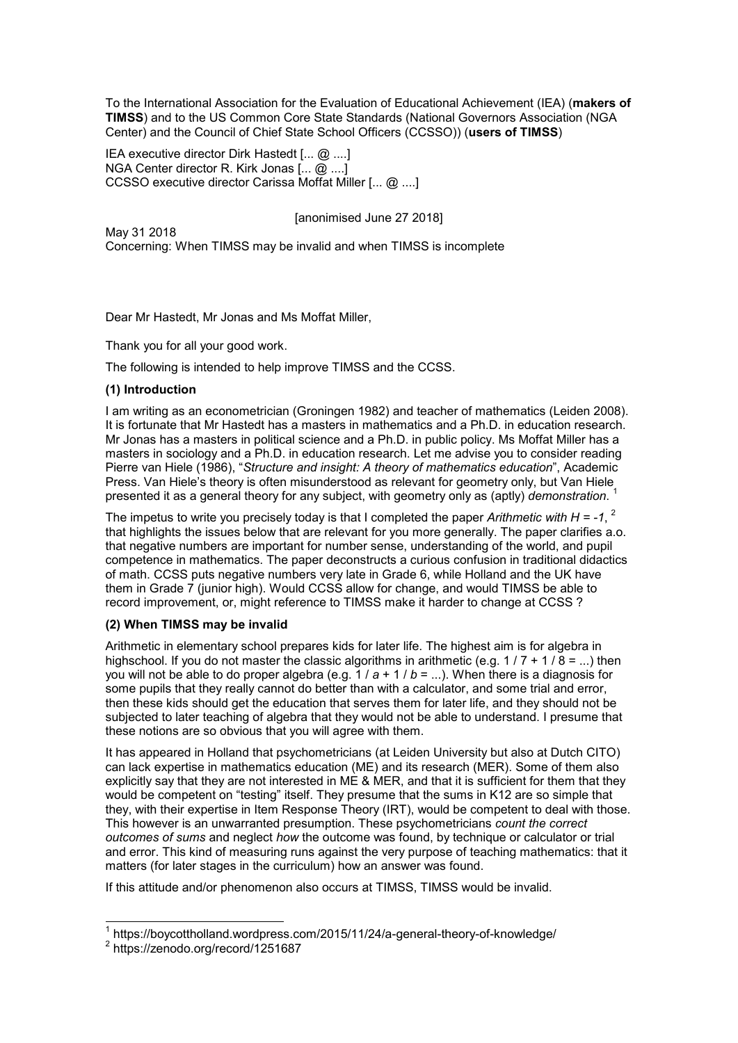To the International Association for the Evaluation of Educational Achievement (IEA) (**makers of TIMSS**) and to the US Common Core State Standards (National Governors Association (NGA Center) and the Council of Chief State School Officers (CCSSO)) (**users of TIMSS**)

IEA executive director Dirk Hastedt [... @ ....]
NGA Center director R. Kirk Jonas [... @ ....]
CCSSO executive director Carissa Moffat Miller [... @ ....]

[anonimised June 27 2018]

May 31 2018
Concerning: When TIMSS may be invalid and when TIMSS is incomplete

Dear Mr Hastedt, Mr Jonas and Ms Moffat Miller,

Thank you for all your good work.

The following is intended to help improve TIMSS and the CCSS.

### (1) Introduction

I am writing as an econometrician (Groningen 1982) and teacher of mathematics (Leiden 2008). It is fortunate that Mr Hastedt has a masters in mathematics and a Ph.D. in education research. Mr Jonas has a masters in political science and a Ph.D. in public policy. Ms Moffat Miller has a masters in sociology and a Ph.D. in education research. Let me advise you to consider reading Pierre van Hiele (1986), "*Structure and insight: A theory of mathematics education*", Academic Press. Van Hiele's theory is often misunderstood as relevant for geometry only, but Van Hiele presented it as a general theory for any subject, with geometry only as (aptly) *demonstration*. [1]

The impetus to write you precisely today is that I completed the paper *Arithmetic with H = -1*, [2] that highlights the issues below that are relevant for you more generally. The paper clarifies a.o. that negative numbers are important for number sense, understanding of the world, and pupil competence in mathematics. The paper deconstructs a curious confusion in traditional didactics of math. CCSS puts negative numbers very late in Grade 6, while Holland and the UK have them in Grade 7 (junior high). Would CCSS allow for change, and would TIMSS be able to record improvement, or, might reference to TIMSS make it harder to change at CCSS ?

### (2) When TIMSS may be invalid

Arithmetic in elementary school prepares kids for later life. The highest aim is for algebra in highschool. If you do not master the classic algorithms in arithmetic (e.g. $1 / 7 + 1 / 8 = ...$) then you will not be able to do proper algebra (e.g. $1 / a + 1 / b = ...$). When there is a diagnosis for some pupils that they really cannot do better than with a calculator, and some trial and error, then these kids should get the education that serves them for later life, and they should not be subjected to later teaching of algebra that they would not be able to understand. I presume that these notions are so obvious that you will agree with them.

It has appeared in Holland that psychometricians (at Leiden University but also at Dutch CITO) can lack expertise in mathematics education (ME) and its research (MER). Some of them also explicitly say that they are not interested in ME & MER, and that it is sufficient for them that they would be competent on "testing" itself. They presume that the sums in K12 are so simple that they, with their expertise in Item Response Theory (IRT), would be competent to deal with those. This however is an unwarranted presumption. These psychometricians *count the correct outcomes of sums* and neglect *how* the outcome was found, by technique or calculator or trial and error. This kind of measuring runs against the very purpose of teaching mathematics: that it matters (for later stages in the curriculum) how an answer was found.

If this attitude and/or phenomenon also occurs at TIMSS, TIMSS would be invalid.

---

[1] https://boycottholland.wordpress.com/2015/11/24/a-general-theory-of-knowledge/

[2] https://zenodo.org/record/1251687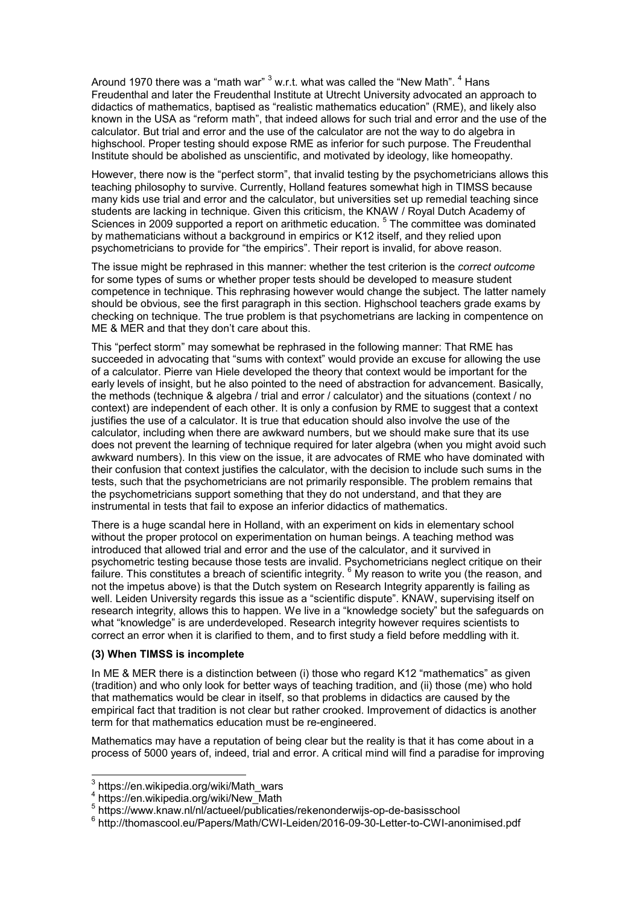Around 1970 there was a "math war" [3] w.r.t. what was called the "New Math". [4] Hans Freudenthal and later the Freudenthal Institute at Utrecht University advocated an approach to didactics of mathematics, baptised as "realistic mathematics education" (RME), and likely also known in the USA as "reform math", that indeed allows for such trial and error and the use of the calculator. But trial and error and the use of the calculator are not the way to do algebra in highschool. Proper testing should expose RME as inferior for such purpose. The Freudenthal Institute should be abolished as unscientific, and motivated by ideology, like homeopathy.

However, there now is the "perfect storm", that invalid testing by the psychometricians allows this teaching philosophy to survive. Currently, Holland features somewhat high in TIMSS because many kids use trial and error and the calculator, but universities set up remedial teaching since students are lacking in technique. Given this criticism, the KNAW / Royal Dutch Academy of Sciences in 2009 supported a report on arithmetic education. [5] The committee was dominated by mathematicians without a background in empirics or K12 itself, and they relied upon psychometricians to provide for "the empirics". Their report is invalid, for above reason.

The issue might be rephrased in this manner: whether the test criterion is the *correct outcome* for some types of sums or whether proper tests should be developed to measure student competence in technique. This rephrasing however would change the subject. The latter namely should be obvious, see the first paragraph in this section. Highschool teachers grade exams by checking on technique. The true problem is that psychometrians are lacking in compentence on ME & MER and that they don't care about this.

This "perfect storm" may somewhat be rephrased in the following manner: That RME has succeeded in advocating that "sums with context" would provide an excuse for allowing the use of a calculator. Pierre van Hiele developed the theory that context would be important for the early levels of insight, but he also pointed to the need of abstraction for advancement. Basically, the methods (technique & algebra / trial and error / calculator) and the situations (context / no context) are independent of each other. It is only a confusion by RME to suggest that a context justifies the use of a calculator. It is true that education should also involve the use of the calculator, including when there are awkward numbers, but we should make sure that its use does not prevent the learning of technique required for later algebra (when you might avoid such awkward numbers). In this view on the issue, it are advocates of RME who have dominated with their confusion that context justifies the calculator, with the decision to include such sums in the tests, such that the psychometricians are not primarily responsible. The problem remains that the psychometricians support something that they do not understand, and that they are instrumental in tests that fail to expose an inferior didactics of mathematics.

There is a huge scandal here in Holland, with an experiment on kids in elementary school without the proper protocol on experimentation on human beings. A teaching method was introduced that allowed trial and error and the use of the calculator, and it survived in psychometric testing because those tests are invalid. Psychometricians neglect critique on their failure. This constitutes a breach of scientific integrity. [6] My reason to write you (the reason, and not the impetus above) is that the Dutch system on Research Integrity apparently is failing as well. Leiden University regards this issue as a "scientific dispute". KNAW, supervising itself on research integrity, allows this to happen. We live in a "knowledge society" but the safeguards on what "knowledge" is are underdeveloped. Research integrity however requires scientists to correct an error when it is clarified to them, and to first study a field before meddling with it.

**(3) When TIMSS is incomplete**

In ME & MER there is a distinction between (i) those who regard K12 "mathematics" as given (tradition) and who only look for better ways of teaching tradition, and (ii) those (me) who hold that mathematics would be clear in itself, so that problems in didactics are caused by the empirical fact that tradition is not clear but rather crooked. Improvement of didactics is another term for that mathematics education must be re-engineered.

Mathematics may have a reputation of being clear but the reality is that it has come about in a process of 5000 years of, indeed, trial and error. A critical mind will find a paradise for improving

---

[3] https://en.wikipedia.org/wiki/Math_wars

[4] https://en.wikipedia.org/wiki/New_Math

[5] https://www.knaw.nl/nl/actueel/publicaties/rekenonderwijs-op-de-basisschool

[6] http://thomascool.eu/Papers/Math/CWI-Leiden/2016-09-30-Letter-to-CWI-anonimised.pdf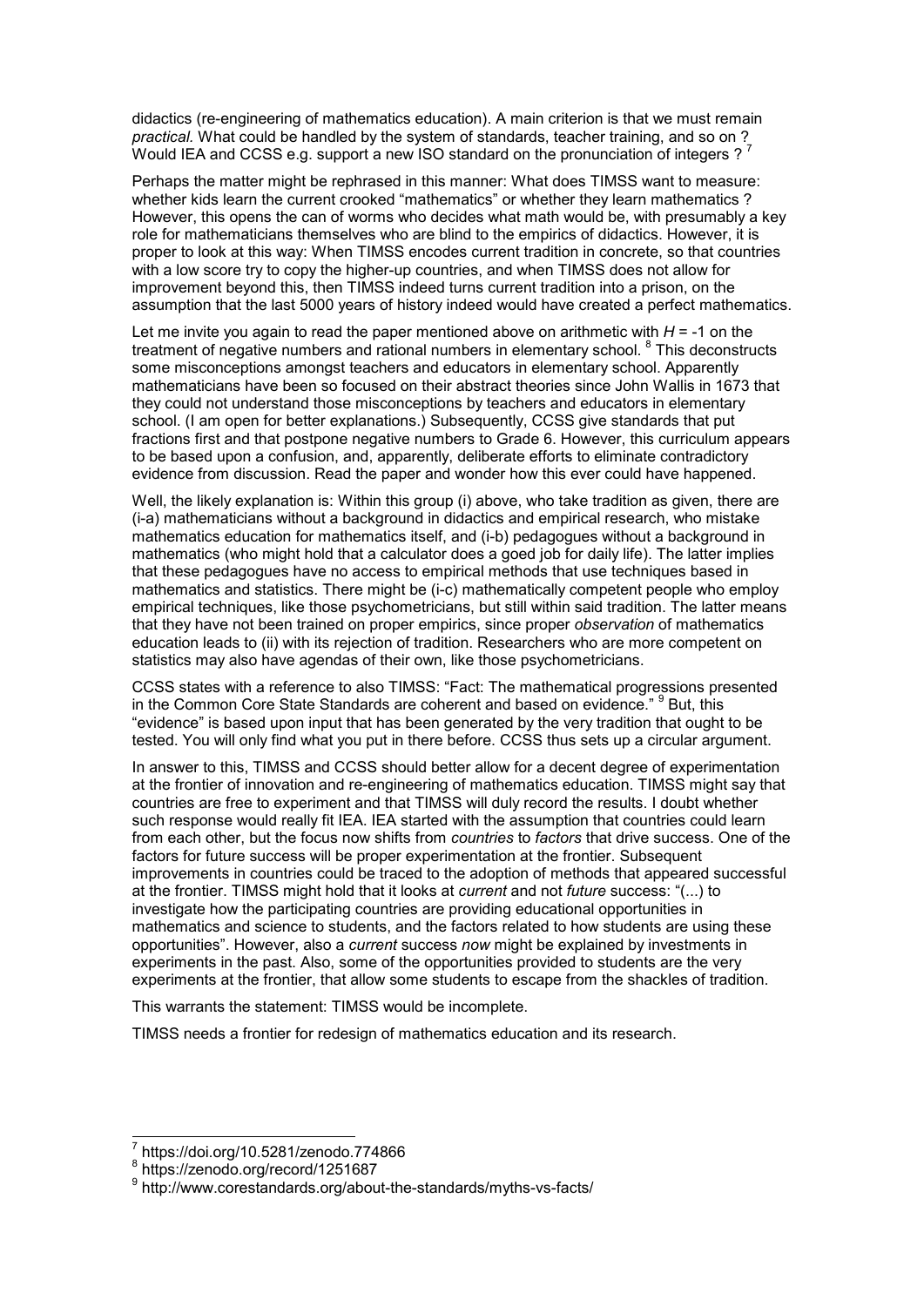didactics (re-engineering of mathematics education). A main criterion is that we must remain *practical.* What could be handled by the system of standards, teacher training, and so on ? Would IEA and CCSS e.g. support a new ISO standard on the pronunciation of integers ? [7]

Perhaps the matter might be rephrased in this manner: What does TIMSS want to measure: whether kids learn the current crooked "mathematics" or whether they learn mathematics ? However, this opens the can of worms who decides what math would be, with presumably a key role for mathematicians themselves who are blind to the empirics of didactics. However, it is proper to look at this way: When TIMSS encodes current tradition in concrete, so that countries with a low score try to copy the higher-up countries, and when TIMSS does not allow for improvement beyond this, then TIMSS indeed turns current tradition into a prison, on the assumption that the last 5000 years of history indeed would have created a perfect mathematics.

Let me invite you again to read the paper mentioned above on arithmetic with $H = -1$ on the treatment of negative numbers and rational numbers in elementary school. [8] This deconstructs some misconceptions amongst teachers and educators in elementary school. Apparently mathematicians have been so focused on their abstract theories since John Wallis in 1673 that they could not understand those misconceptions by teachers and educators in elementary school. (I am open for better explanations.) Subsequently, CCSS give standards that put fractions first and that postpone negative numbers to Grade 6. However, this curriculum appears to be based upon a confusion, and, apparently, deliberate efforts to eliminate contradictory evidence from discussion. Read the paper and wonder how this ever could have happened.

Well, the likely explanation is: Within this group (i) above, who take tradition as given, there are (i-a) mathematicians without a background in didactics and empirical research, who mistake mathematics education for mathematics itself, and (i-b) pedagogues without a background in mathematics (who might hold that a calculator does a goed job for daily life). The latter implies that these pedagogues have no access to empirical methods that use techniques based in mathematics and statistics. There might be (i-c) mathematically competent people who employ empirical techniques, like those psychometricians, but still within said tradition. The latter means that they have not been trained on proper empirics, since proper *observation* of mathematics education leads to (ii) with its rejection of tradition. Researchers who are more competent on statistics may also have agendas of their own, like those psychometricians.

CCSS states with a reference to also TIMSS: "Fact: The mathematical progressions presented in the Common Core State Standards are coherent and based on evidence." [9] But, this "evidence" is based upon input that has been generated by the very tradition that ought to be tested. You will only find what you put in there before. CCSS thus sets up a circular argument.

In answer to this, TIMSS and CCSS should better allow for a decent degree of experimentation at the frontier of innovation and re-engineering of mathematics education. TIMSS might say that countries are free to experiment and that TIMSS will duly record the results. I doubt whether such response would really fit IEA. IEA started with the assumption that countries could learn from each other, but the focus now shifts from *countries* to *factors* that drive success. One of the factors for future success will be proper experimentation at the frontier. Subsequent improvements in countries could be traced to the adoption of methods that appeared successful at the frontier. TIMSS might hold that it looks at *current* and not *future* success: "(...) to investigate how the participating countries are providing educational opportunities in mathematics and science to students, and the factors related to how students are using these opportunities". However, also a *current* success *now* might be explained by investments in experiments in the past. Also, some of the opportunities provided to students are the very experiments at the frontier, that allow some students to escape from the shackles of tradition.

This warrants the statement: TIMSS would be incomplete.

TIMSS needs a frontier for redesign of mathematics education and its research.

---

[7] https://doi.org/10.5281/zenodo.774866

[8] https://zenodo.org/record/1251687

[9] http://www.corestandards.org/about-the-standards/myths-vs-facts/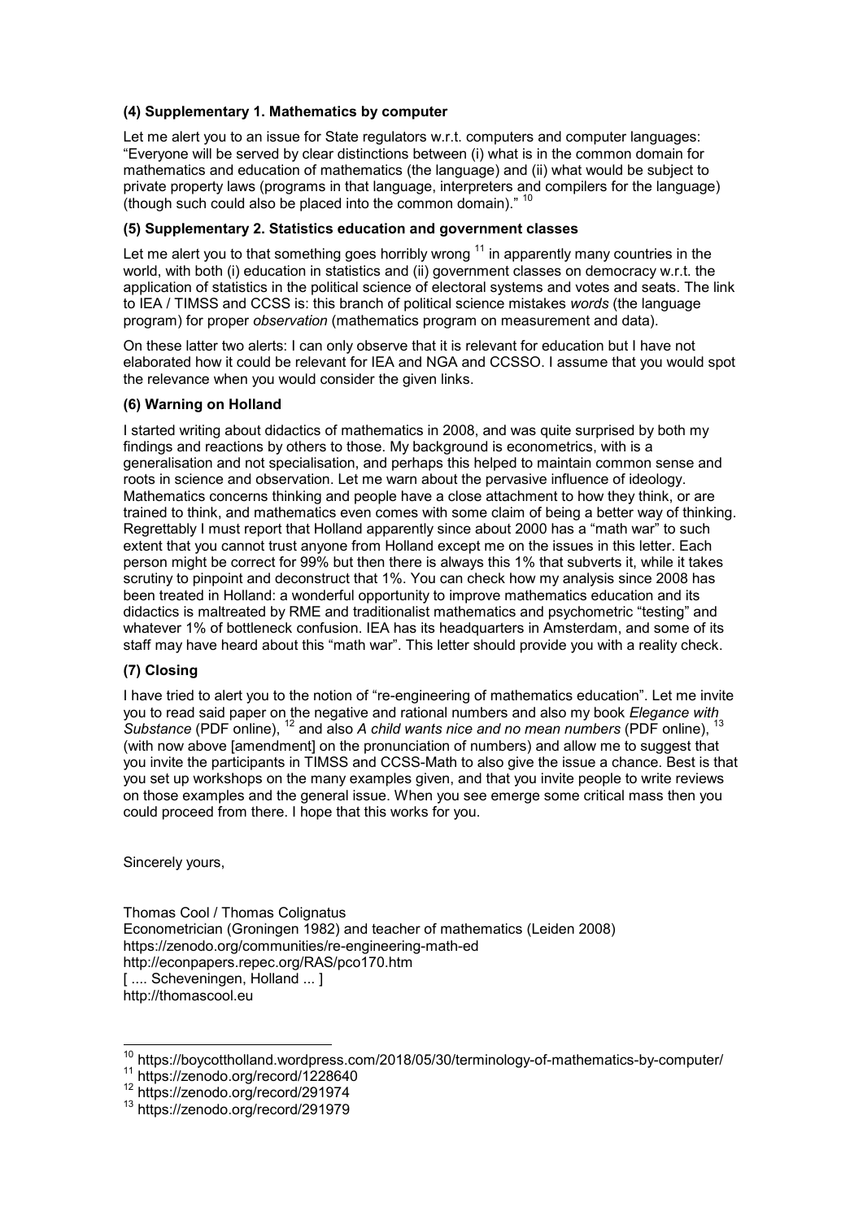### (4) Supplementary 1. Mathematics by computer

Let me alert you to an issue for State regulators w.r.t. computers and computer languages: "Everyone will be served by clear distinctions between (i) what is in the common domain for mathematics and education of mathematics (the language) and (ii) what would be subject to private property laws (programs in that language, interpreters and compilers for the language) (though such could also be placed into the common domain)." [10]

### (5) Supplementary 2. Statistics education and government classes

Let me alert you to that something goes horribly wrong [11] in apparently many countries in the world, with both (i) education in statistics and (ii) government classes on democracy w.r.t. the application of statistics in the political science of electoral systems and votes and seats. The link to IEA / TIMSS and CCSS is: this branch of political science mistakes *words* (the language program) for proper *observation* (mathematics program on measurement and data).

On these latter two alerts: I can only observe that it is relevant for education but I have not elaborated how it could be relevant for IEA and NGA and CCSSO. I assume that you would spot the relevance when you would consider the given links.

### (6) Warning on Holland

I started writing about didactics of mathematics in 2008, and was quite surprised by both my findings and reactions by others to those. My background is econometrics, with is a generalisation and not specialisation, and perhaps this helped to maintain common sense and roots in science and observation. Let me warn about the pervasive influence of ideology. Mathematics concerns thinking and people have a close attachment to how they think, or are trained to think, and mathematics even comes with some claim of being a better way of thinking. Regrettably I must report that Holland apparently since about 2000 has a "math war" to such extent that you cannot trust anyone from Holland except me on the issues in this letter. Each person might be correct for 99% but then there is always this 1% that subverts it, while it takes scrutiny to pinpoint and deconstruct that 1%. You can check how my analysis since 2008 has been treated in Holland: a wonderful opportunity to improve mathematics education and its didactics is maltreated by RME and traditionalist mathematics and psychometric "testing" and whatever 1% of bottleneck confusion. IEA has its headquarters in Amsterdam, and some of its staff may have heard about this "math war". This letter should provide you with a reality check.

### (7) Closing

I have tried to alert you to the notion of "re-engineering of mathematics education". Let me invite you to read said paper on the negative and rational numbers and also my book *Elegance with Substance* (PDF online), [12] and also *A child wants nice and no mean numbers* (PDF online), [13] (with now above [amendment] on the pronunciation of numbers) and allow me to suggest that you invite the participants in TIMSS and CCSS-Math to also give the issue a chance. Best is that you set up workshops on the many examples given, and that you invite people to write reviews on those examples and the general issue. When you see emerge some critical mass then you could proceed from there. I hope that this works for you.

Sincerely yours,

Thomas Cool / Thomas Colignatus
Econometrician (Groningen 1982) and teacher of mathematics (Leiden 2008)
https://zenodo.org/communities/re-engineering-math-ed
http://econpapers.repec.org/RAS/pco170.htm
[ .... Scheveningen, Holland ... ]
http://thomascool.eu

---

[10] https://boycottholland.wordpress.com/2018/05/30/terminology-of-mathematics-by-computer/

[11] https://zenodo.org/record/1228640

[12] https://zenodo.org/record/291974

[13] https://zenodo.org/record/291979